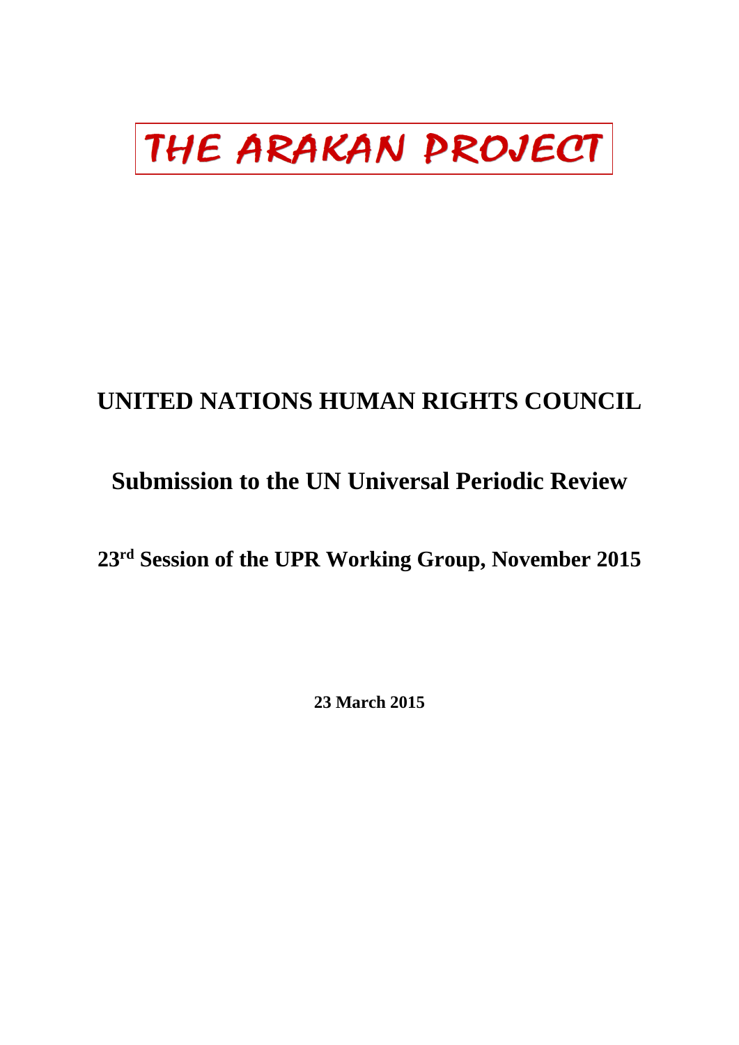# THE ARAKAN PROJECT

## UNITED NATIONS HUMAN RIGHTS COUNCIL

## Submission to the UN Universal Periodic Review

### 23rd Session of the UPR Working Group, November 2015

**23 March 2015**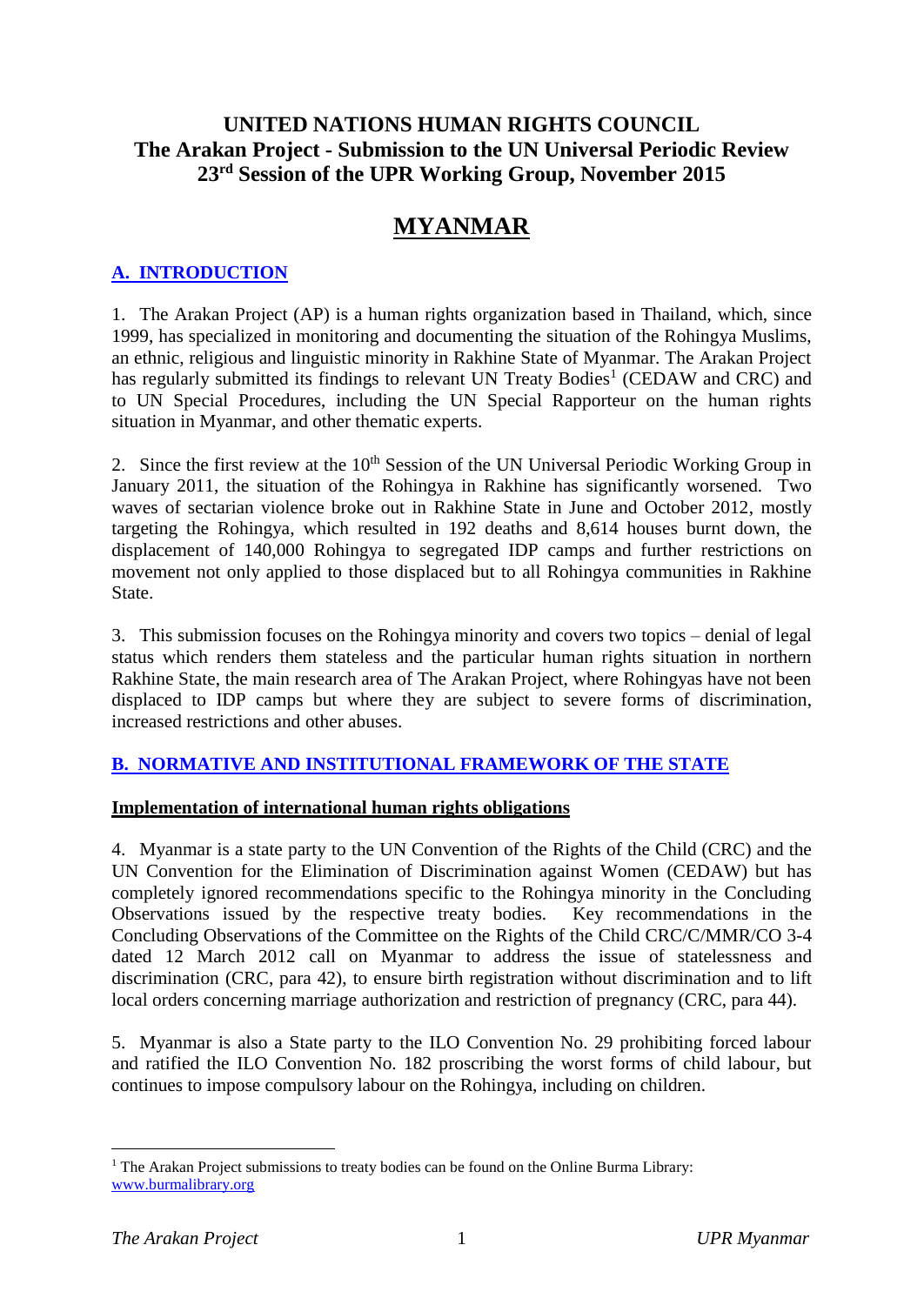# UNITED NATIONS HUMAN RIGHTS COUNCIL
## The Arakan Project - Submission to the UN Universal Periodic Review
## 23rd Session of the UPR Working Group, November 2015

# MYANMAR

## A. INTRODUCTION

1. The Arakan Project (AP) is a human rights organization based in Thailand, which, since 1999, has specialized in monitoring and documenting the situation of the Rohingya Muslims, an ethnic, religious and linguistic minority in Rakhine State of Myanmar. The Arakan Project has regularly submitted its findings to relevant UN Treaty Bodies[1] (CEDAW and CRC) and to UN Special Procedures, including the UN Special Rapporteur on the human rights situation in Myanmar, and other thematic experts.

2. Since the first review at the 10th Session of the UN Universal Periodic Working Group in January 2011, the situation of the Rohingya in Rakhine has significantly worsened. Two waves of sectarian violence broke out in Rakhine State in June and October 2012, mostly targeting the Rohingya, which resulted in 192 deaths and 8,614 houses burnt down, the displacement of 140,000 Rohingya to segregated IDP camps and further restrictions on movement not only applied to those displaced but to all Rohingya communities in Rakhine State.

3. This submission focuses on the Rohingya minority and covers two topics – denial of legal status which renders them stateless and the particular human rights situation in northern Rakhine State, the main research area of The Arakan Project, where Rohingyas have not been displaced to IDP camps but where they are subject to severe forms of discrimination, increased restrictions and other abuses.

## B. NORMATIVE AND INSTITUTIONAL FRAMEWORK OF THE STATE

### Implementation of international human rights obligations

4. Myanmar is a state party to the UN Convention of the Rights of the Child (CRC) and the UN Convention for the Elimination of Discrimination against Women (CEDAW) but has completely ignored recommendations specific to the Rohingya minority in the Concluding Observations issued by the respective treaty bodies. Key recommendations in the Concluding Observations of the Committee on the Rights of the Child CRC/C/MMR/CO 3-4 dated 12 March 2012 call on Myanmar to address the issue of statelessness and discrimination (CRC, para 42), to ensure birth registration without discrimination and to lift local orders concerning marriage authorization and restriction of pregnancy (CRC, para 44).

5. Myanmar is also a State party to the ILO Convention No. 29 prohibiting forced labour and ratified the ILO Convention No. 182 proscribing the worst forms of child labour, but continues to impose compulsory labour on the Rohingya, including on children.

---

[1] The Arakan Project submissions to treaty bodies can be found on the Online Burma Library: www.burmalibrary.org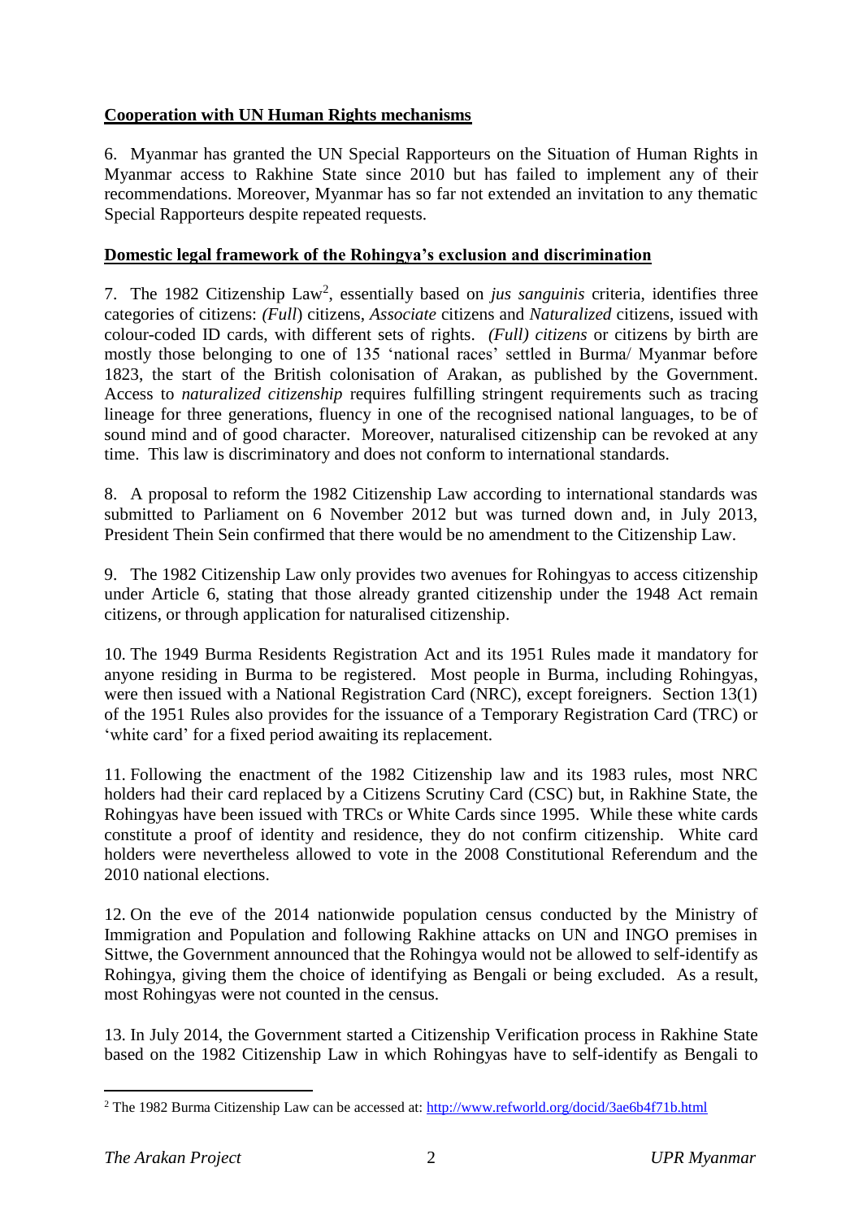## Cooperation with UN Human Rights mechanisms

6. Myanmar has granted the UN Special Rapporteurs on the Situation of Human Rights in Myanmar access to Rakhine State since 2010 but has failed to implement any of their recommendations. Moreover, Myanmar has so far not extended an invitation to any thematic Special Rapporteurs despite repeated requests.

## Domestic legal framework of the Rohingya's exclusion and discrimination

7. The 1982 Citizenship Law[2], essentially based on *jus sanguinis* criteria, identifies three categories of citizens: *(Full)* citizens, *Associate* citizens and *Naturalized* citizens, issued with colour-coded ID cards, with different sets of rights. *(Full) citizens* or citizens by birth are mostly those belonging to one of 135 'national races' settled in Burma/ Myanmar before 1823, the start of the British colonisation of Arakan, as published by the Government. Access to *naturalized citizenship* requires fulfilling stringent requirements such as tracing lineage for three generations, fluency in one of the recognised national languages, to be of sound mind and of good character. Moreover, naturalised citizenship can be revoked at any time. This law is discriminatory and does not conform to international standards.

8. A proposal to reform the 1982 Citizenship Law according to international standards was submitted to Parliament on 6 November 2012 but was turned down and, in July 2013, President Thein Sein confirmed that there would be no amendment to the Citizenship Law.

9. The 1982 Citizenship Law only provides two avenues for Rohingyas to access citizenship under Article 6, stating that those already granted citizenship under the 1948 Act remain citizens, or through application for naturalised citizenship.

10. The 1949 Burma Residents Registration Act and its 1951 Rules made it mandatory for anyone residing in Burma to be registered. Most people in Burma, including Rohingyas, were then issued with a National Registration Card (NRC), except foreigners. Section 13(1) of the 1951 Rules also provides for the issuance of a Temporary Registration Card (TRC) or 'white card' for a fixed period awaiting its replacement.

11. Following the enactment of the 1982 Citizenship law and its 1983 rules, most NRC holders had their card replaced by a Citizens Scrutiny Card (CSC) but, in Rakhine State, the Rohingyas have been issued with TRCs or White Cards since 1995. While these white cards constitute a proof of identity and residence, they do not confirm citizenship. White card holders were nevertheless allowed to vote in the 2008 Constitutional Referendum and the 2010 national elections.

12. On the eve of the 2014 nationwide population census conducted by the Ministry of Immigration and Population and following Rakhine attacks on UN and INGO premises in Sittwe, the Government announced that the Rohingya would not be allowed to self-identify as Rohingya, giving them the choice of identifying as Bengali or being excluded. As a result, most Rohingyas were not counted in the census.

13. In July 2014, the Government started a Citizenship Verification process in Rakhine State based on the 1982 Citizenship Law in which Rohingyas have to self-identify as Bengali to

[2] The 1982 Burma Citizenship Law can be accessed at: http://www.refworld.org/docid/3ae6b4f71b.html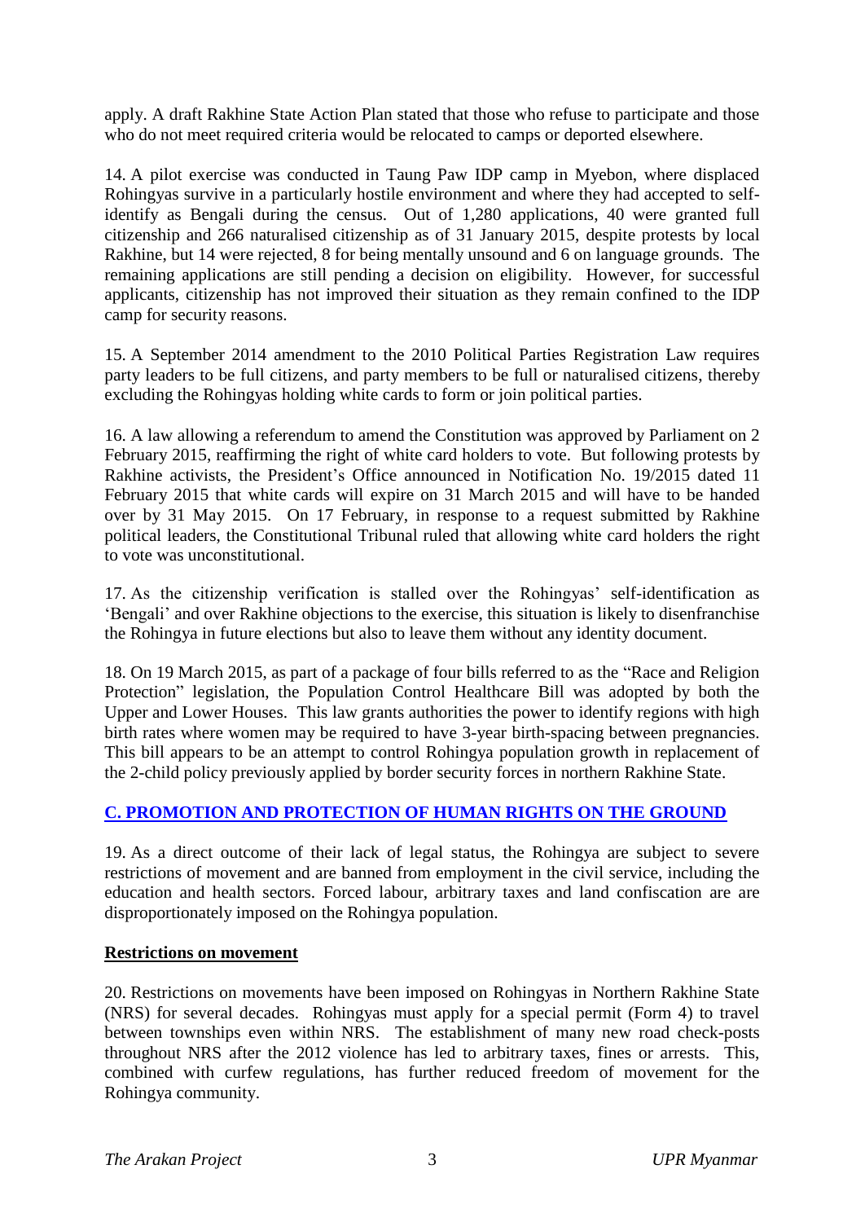apply. A draft Rakhine State Action Plan stated that those who refuse to participate and those who do not meet required criteria would be relocated to camps or deported elsewhere.

14. A pilot exercise was conducted in Taung Paw IDP camp in Myebon, where displaced Rohingyas survive in a particularly hostile environment and where they had accepted to self-identify as Bengali during the census. Out of 1,280 applications, 40 were granted full citizenship and 266 naturalised citizenship as of 31 January 2015, despite protests by local Rakhine, but 14 were rejected, 8 for being mentally unsound and 6 on language grounds. The remaining applications are still pending a decision on eligibility. However, for successful applicants, citizenship has not improved their situation as they remain confined to the IDP camp for security reasons.

15. A September 2014 amendment to the 2010 Political Parties Registration Law requires party leaders to be full citizens, and party members to be full or naturalised citizens, thereby excluding the Rohingyas holding white cards to form or join political parties.

16. A law allowing a referendum to amend the Constitution was approved by Parliament on 2 February 2015, reaffirming the right of white card holders to vote. But following protests by Rakhine activists, the President's Office announced in Notification No. 19/2015 dated 11 February 2015 that white cards will expire on 31 March 2015 and will have to be handed over by 31 May 2015. On 17 February, in response to a request submitted by Rakhine political leaders, the Constitutional Tribunal ruled that allowing white card holders the right to vote was unconstitutional.

17. As the citizenship verification is stalled over the Rohingyas' self-identification as 'Bengali' and over Rakhine objections to the exercise, this situation is likely to disenfranchise the Rohingya in future elections but also to leave them without any identity document.

18. On 19 March 2015, as part of a package of four bills referred to as the "Race and Religion Protection" legislation, the Population Control Healthcare Bill was adopted by both the Upper and Lower Houses. This law grants authorities the power to identify regions with high birth rates where women may be required to have 3-year birth-spacing between pregnancies. This bill appears to be an attempt to control Rohingya population growth in replacement of the 2-child policy previously applied by border security forces in northern Rakhine State.

## C. PROMOTION AND PROTECTION OF HUMAN RIGHTS ON THE GROUND

19. As a direct outcome of their lack of legal status, the Rohingya are subject to severe restrictions of movement and are banned from employment in the civil service, including the education and health sectors. Forced labour, arbitrary taxes and land confiscation are are disproportionately imposed on the Rohingya population.

### Restrictions on movement

20. Restrictions on movements have been imposed on Rohingyas in Northern Rakhine State (NRS) for several decades. Rohingyas must apply for a special permit (Form 4) to travel between townships even within NRS. The establishment of many new road check-posts throughout NRS after the 2012 violence has led to arbitrary taxes, fines or arrests. This, combined with curfew regulations, has further reduced freedom of movement for the Rohingya community.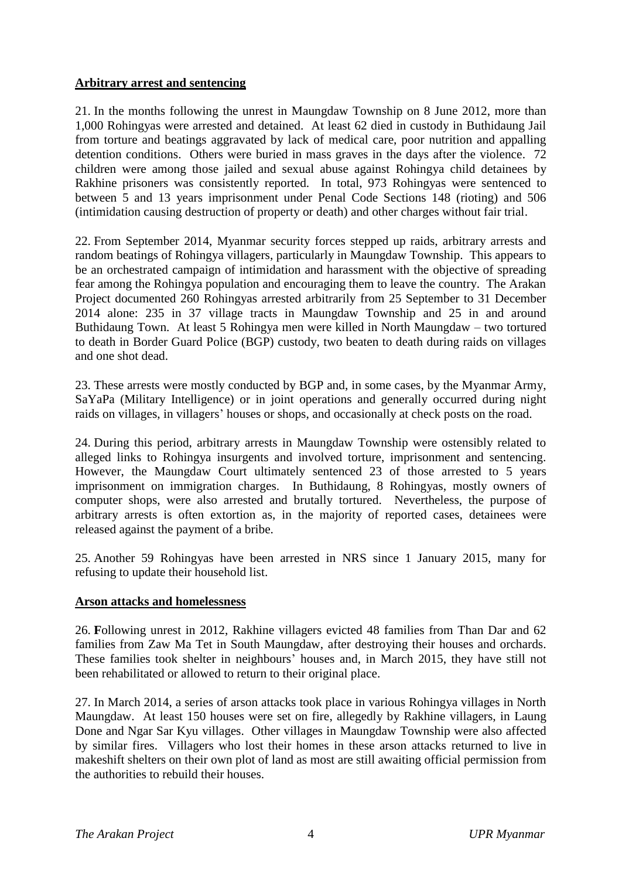**Arbitrary arrest and sentencing**

21. In the months following the unrest in Maungdaw Township on 8 June 2012, more than 1,000 Rohingyas were arrested and detained. At least 62 died in custody in Buthidaung Jail from torture and beatings aggravated by lack of medical care, poor nutrition and appalling detention conditions. Others were buried in mass graves in the days after the violence. 72 children were among those jailed and sexual abuse against Rohingya child detainees by Rakhine prisoners was consistently reported. In total, 973 Rohingyas were sentenced to between 5 and 13 years imprisonment under Penal Code Sections 148 (rioting) and 506 (intimidation causing destruction of property or death) and other charges without fair trial.

22. From September 2014, Myanmar security forces stepped up raids, arbitrary arrests and random beatings of Rohingya villagers, particularly in Maungdaw Township. This appears to be an orchestrated campaign of intimidation and harassment with the objective of spreading fear among the Rohingya population and encouraging them to leave the country. The Arakan Project documented 260 Rohingyas arrested arbitrarily from 25 September to 31 December 2014 alone: 235 in 37 village tracts in Maungdaw Township and 25 in and around Buthidaung Town. At least 5 Rohingya men were killed in North Maungdaw – two tortured to death in Border Guard Police (BGP) custody, two beaten to death during raids on villages and one shot dead.

23. These arrests were mostly conducted by BGP and, in some cases, by the Myanmar Army, SaYaPa (Military Intelligence) or in joint operations and generally occurred during night raids on villages, in villagers' houses or shops, and occasionally at check posts on the road.

24. During this period, arbitrary arrests in Maungdaw Township were ostensibly related to alleged links to Rohingya insurgents and involved torture, imprisonment and sentencing. However, the Maungdaw Court ultimately sentenced 23 of those arrested to 5 years imprisonment on immigration charges. In Buthidaung, 8 Rohingyas, mostly owners of computer shops, were also arrested and brutally tortured. Nevertheless, the purpose of arbitrary arrests is often extortion as, in the majority of reported cases, detainees were released against the payment of a bribe.

25. Another 59 Rohingyas have been arrested in NRS since 1 January 2015, many for refusing to update their household list.

**Arson attacks and homelessness**

26. **F**ollowing unrest in 2012, Rakhine villagers evicted 48 families from Than Dar and 62 families from Zaw Ma Tet in South Maungdaw, after destroying their houses and orchards. These families took shelter in neighbours' houses and, in March 2015, they have still not been rehabilitated or allowed to return to their original place.

27. In March 2014, a series of arson attacks took place in various Rohingya villages in North Maungdaw. At least 150 houses were set on fire, allegedly by Rakhine villagers, in Laung Done and Ngar Sar Kyu villages. Other villages in Maungdaw Township were also affected by similar fires. Villagers who lost their homes in these arson attacks returned to live in makeshift shelters on their own plot of land as most are still awaiting official permission from the authorities to rebuild their houses.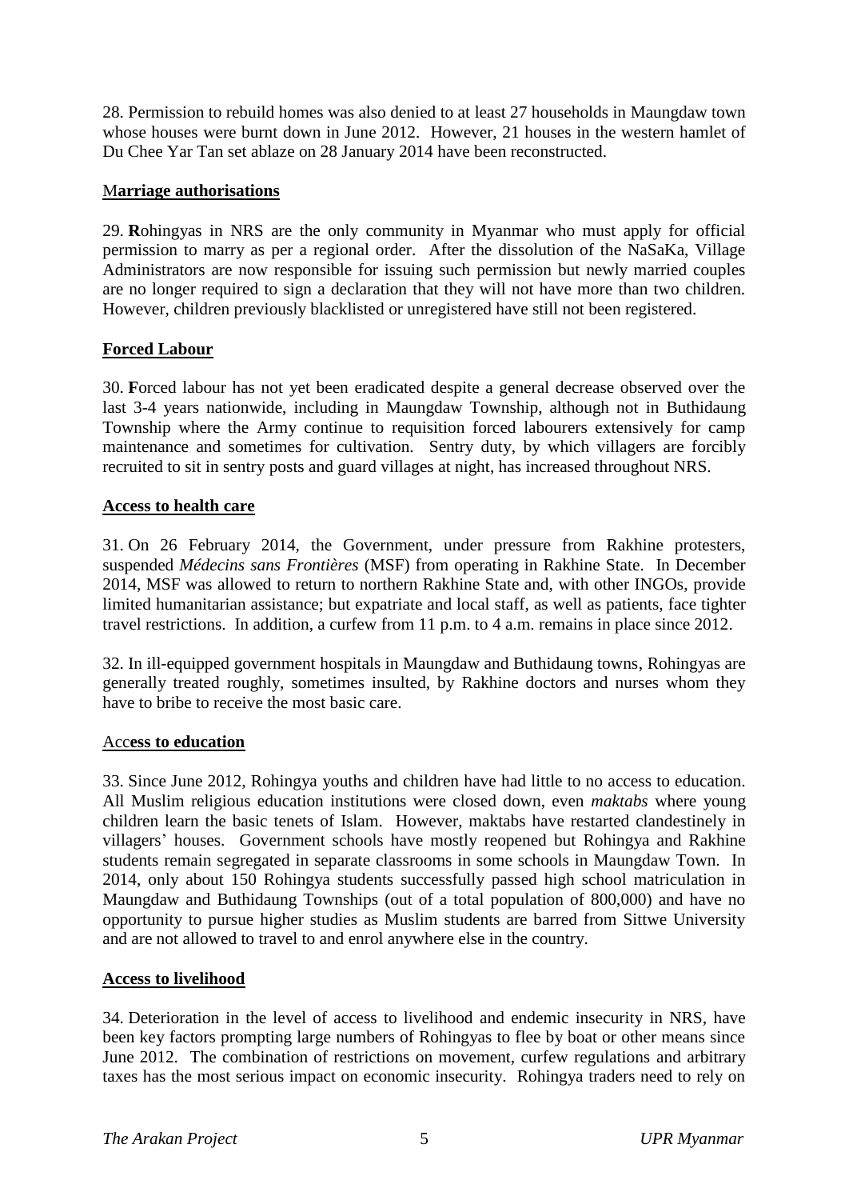28. Permission to rebuild homes was also denied to at least 27 households in Maungdaw town whose houses were burnt down in June 2012. However, 21 houses in the western hamlet of Du Chee Yar Tan set ablaze on 28 January 2014 have been reconstructed.

**Marriage authorisations**

29. **R**ohingyas in NRS are the only community in Myanmar who must apply for official permission to marry as per a regional order. After the dissolution of the NaSaKa, Village Administrators are now responsible for issuing such permission but newly married couples are no longer required to sign a declaration that they will not have more than two children. However, children previously blacklisted or unregistered have still not been registered.

**Forced Labour**

30. **F**orced labour has not yet been eradicated despite a general decrease observed over the last 3-4 years nationwide, including in Maungdaw Township, although not in Buthidaung Township where the Army continue to requisition forced labourers extensively for camp maintenance and sometimes for cultivation. Sentry duty, by which villagers are forcibly recruited to sit in sentry posts and guard villages at night, has increased throughout NRS.

**Access to health care**

31. On 26 February 2014, the Government, under pressure from Rakhine protesters, suspended *Médecins sans Frontières* (MSF) from operating in Rakhine State. In December 2014, MSF was allowed to return to northern Rakhine State and, with other INGOs, provide limited humanitarian assistance; but expatriate and local staff, as well as patients, face tighter travel restrictions. In addition, a curfew from 11 p.m. to 4 a.m. remains in place since 2012.

32. In ill-equipped government hospitals in Maungdaw and Buthidaung towns, Rohingyas are generally treated roughly, sometimes insulted, by Rakhine doctors and nurses whom they have to bribe to receive the most basic care.

**Access to education**

33. Since June 2012, Rohingya youths and children have had little to no access to education. All Muslim religious education institutions were closed down, even *maktabs* where young children learn the basic tenets of Islam. However, maktabs have restarted clandestinely in villagers' houses. Government schools have mostly reopened but Rohingya and Rakhine students remain segregated in separate classrooms in some schools in Maungdaw Town. In 2014, only about 150 Rohingya students successfully passed high school matriculation in Maungdaw and Buthidaung Townships (out of a total population of 800,000) and have no opportunity to pursue higher studies as Muslim students are barred from Sittwe University and are not allowed to travel to and enrol anywhere else in the country.

**Access to livelihood**

34. Deterioration in the level of access to livelihood and endemic insecurity in NRS, have been key factors prompting large numbers of Rohingyas to flee by boat or other means since June 2012. The combination of restrictions on movement, curfew regulations and arbitrary taxes has the most serious impact on economic insecurity. Rohingya traders need to rely on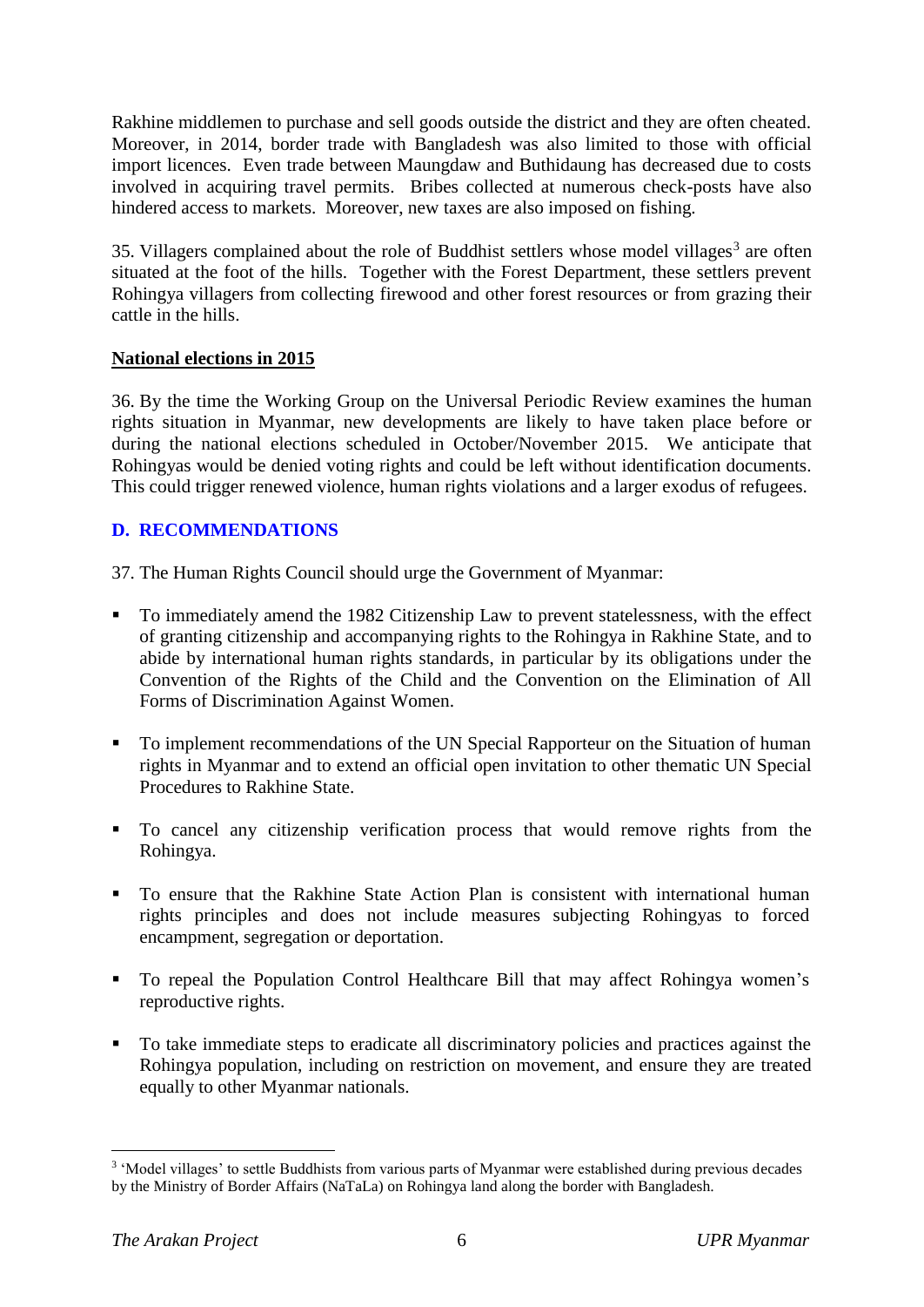Rakhine middlemen to purchase and sell goods outside the district and they are often cheated. Moreover, in 2014, border trade with Bangladesh was also limited to those with official import licences. Even trade between Maungdaw and Buthidaung has decreased due to costs involved in acquiring travel permits. Bribes collected at numerous check-posts have also hindered access to markets. Moreover, new taxes are also imposed on fishing.

35. Villagers complained about the role of Buddhist settlers whose model villages[3] are often situated at the foot of the hills. Together with the Forest Department, these settlers prevent Rohingya villagers from collecting firewood and other forest resources or from grazing their cattle in the hills.

**National elections in 2015**

36. By the time the Working Group on the Universal Periodic Review examines the human rights situation in Myanmar, new developments are likely to have taken place before or during the national elections scheduled in October/November 2015. We anticipate that Rohingyas would be denied voting rights and could be left without identification documents. This could trigger renewed violence, human rights violations and a larger exodus of refugees.

## D. RECOMMENDATIONS

37. The Human Rights Council should urge the Government of Myanmar:

- To immediately amend the 1982 Citizenship Law to prevent statelessness, with the effect of granting citizenship and accompanying rights to the Rohingya in Rakhine State, and to abide by international human rights standards, in particular by its obligations under the Convention of the Rights of the Child and the Convention on the Elimination of All Forms of Discrimination Against Women.

- To implement recommendations of the UN Special Rapporteur on the Situation of human rights in Myanmar and to extend an official open invitation to other thematic UN Special Procedures to Rakhine State.

- To cancel any citizenship verification process that would remove rights from the Rohingya.

- To ensure that the Rakhine State Action Plan is consistent with international human rights principles and does not include measures subjecting Rohingyas to forced encampment, segregation or deportation.

- To repeal the Population Control Healthcare Bill that may affect Rohingya women's reproductive rights.

- To take immediate steps to eradicate all discriminatory policies and practices against the Rohingya population, including on restriction on movement, and ensure they are treated equally to other Myanmar nationals.

---

[3] 'Model villages' to settle Buddhists from various parts of Myanmar were established during previous decades by the Ministry of Border Affairs (NaTaLa) on Rohingya land along the border with Bangladesh.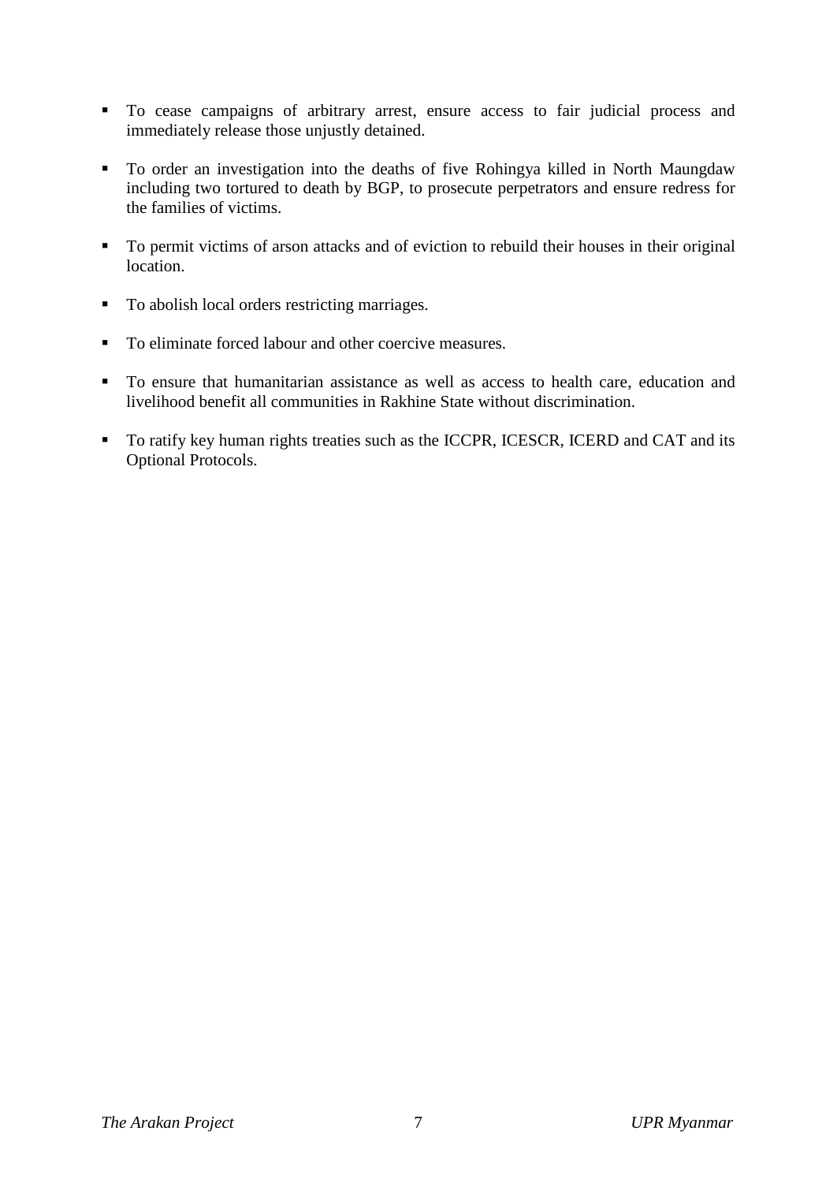- To cease campaigns of arbitrary arrest, ensure access to fair judicial process and immediately release those unjustly detained.

- To order an investigation into the deaths of five Rohingya killed in North Maungdaw including two tortured to death by BGP, to prosecute perpetrators and ensure redress for the families of victims.

- To permit victims of arson attacks and of eviction to rebuild their houses in their original location.

- To abolish local orders restricting marriages.

- To eliminate forced labour and other coercive measures.

- To ensure that humanitarian assistance as well as access to health care, education and livelihood benefit all communities in Rakhine State without discrimination.

- To ratify key human rights treaties such as the ICCPR, ICESCR, ICERD and CAT and its Optional Protocols.